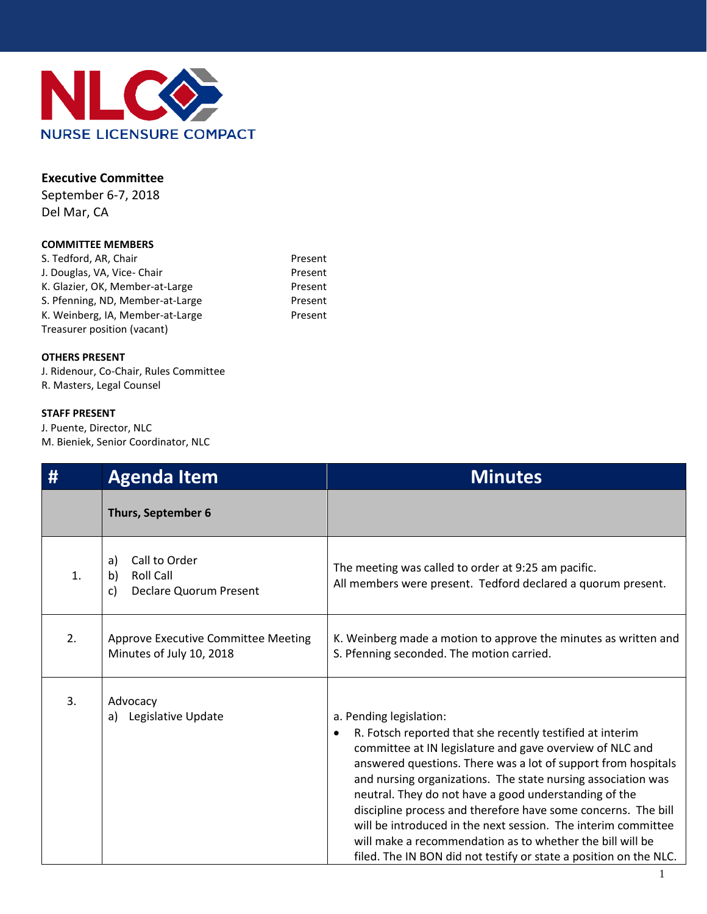NLC NURSE LICENSURE COMPACT

**Executive Committee**
September 6-7, 2018
Del Mar, CA

**COMMITTEE MEMBERS**

| | |
|---|---|
| S. Tedford, AR, Chair | Present |
| J. Douglas, VA, Vice- Chair | Present |
| K. Glazier, OK, Member-at-Large | Present |
| S. Pfenning, ND, Member-at-Large | Present |
| K. Weinberg, IA, Member-at-Large | Present |
| Treasurer position (vacant) | |

**OTHERS PRESENT**
J. Ridenour, Co-Chair, Rules Committee
R. Masters, Legal Counsel

**STAFF PRESENT**
J. Puente, Director, NLC
M. Bieniek, Senior Coordinator, NLC

| # | Agenda Item | Minutes |
|---|---|---|
| | **Thurs, September 6** | |
| 1. | a) Call to Order<br>b) Roll Call<br>c) Declare Quorum Present | The meeting was called to order at 9:25 am pacific.<br>All members were present. Tedford declared a quorum present. |
| 2. | Approve Executive Committee Meeting Minutes of July 10, 2018 | K. Weinberg made a motion to approve the minutes as written and S. Pfenning seconded. The motion carried. |
| 3. | Advocacy<br>a) Legislative Update | a. Pending legislation:<br>• R. Fotsch reported that she recently testified at interim committee at IN legislature and gave overview of NLC and answered questions. There was a lot of support from hospitals and nursing organizations. The state nursing association was neutral. They do not have a good understanding of the discipline process and therefore have some concerns. The bill will be introduced in the next session. The interim committee will make a recommendation as to whether the bill will be filed. The IN BON did not testify or state a position on the NLC. |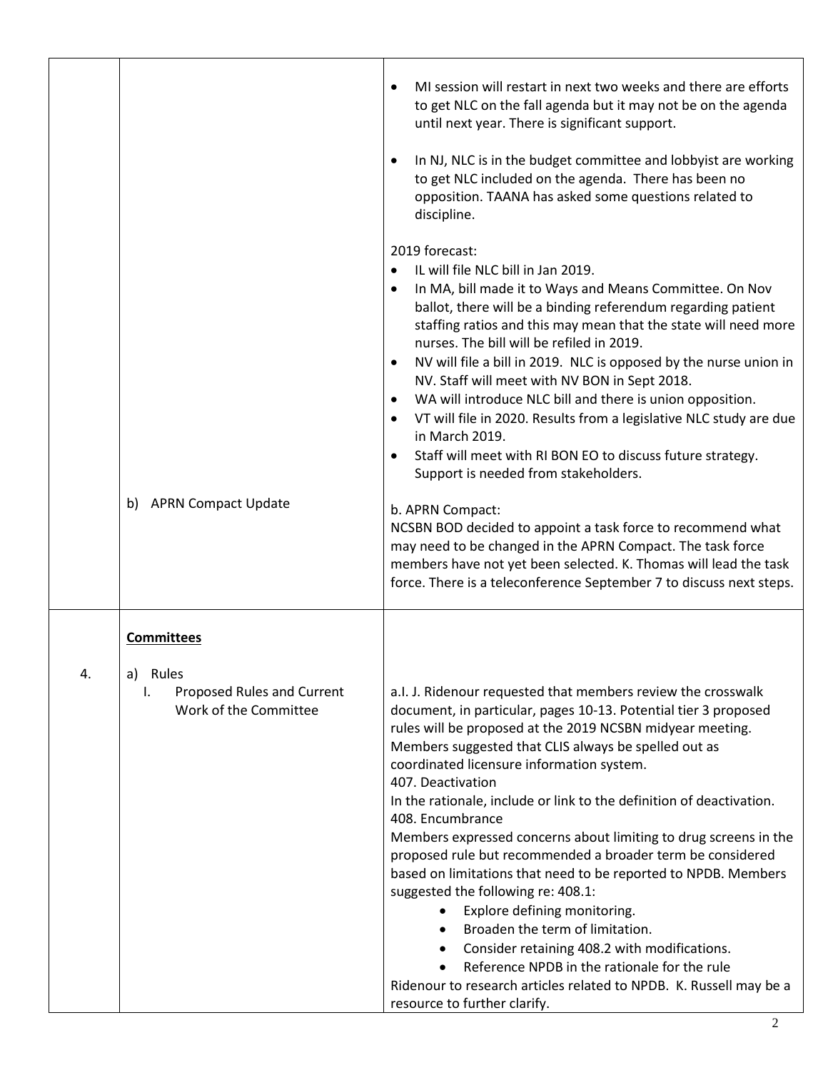| | | |
|---|---|---|
| | | • MI session will restart in next two weeks and there are efforts to get NLC on the fall agenda but it may not be on the agenda until next year. There is significant support.<br><br>• In NJ, NLC is in the budget committee and lobbyist are working to get NLC included on the agenda. There has been no opposition. TAANA has asked some questions related to discipline.<br><br>2019 forecast:<br>• IL will file NLC bill in Jan 2019.<br>• In MA, bill made it to Ways and Means Committee. On Nov ballot, there will be a binding referendum regarding patient staffing ratios and this may mean that the state will need more nurses. The bill will be refiled in 2019.<br>• NV will file a bill in 2019. NLC is opposed by the nurse union in NV. Staff will meet with NV BON in Sept 2018.<br>• WA will introduce NLC bill and there is union opposition.<br>• VT will file in 2020. Results from a legislative NLC study are due in March 2019.<br>• Staff will meet with RI BON EO to discuss future strategy. Support is needed from stakeholders. |
| | b) APRN Compact Update | b. APRN Compact:<br>NCSBN BOD decided to appoint a task force to recommend what may need to be changed in the APRN Compact. The task force members have not yet been selected. K. Thomas will lead the task force. There is a teleconference September 7 to discuss next steps. |
| 4. | **Committees**<br><br>a) Rules<br>I. Proposed Rules and Current Work of the Committee | a.I. J. Ridenour requested that members review the crosswalk document, in particular, pages 10-13. Potential tier 3 proposed rules will be proposed at the 2019 NCSBN midyear meeting. Members suggested that CLIS always be spelled out as coordinated licensure information system.<br>407. Deactivation<br>In the rationale, include or link to the definition of deactivation.<br>408. Encumbrance<br>Members expressed concerns about limiting to drug screens in the proposed rule but recommended a broader term be considered based on limitations that need to be reported to NPDB. Members suggested the following re: 408.1:<br>• Explore defining monitoring.<br>• Broaden the term of limitation.<br>• Consider retaining 408.2 with modifications.<br>• Reference NPDB in the rationale for the rule<br>Ridenour to research articles related to NPDB. K. Russell may be a resource to further clarify. |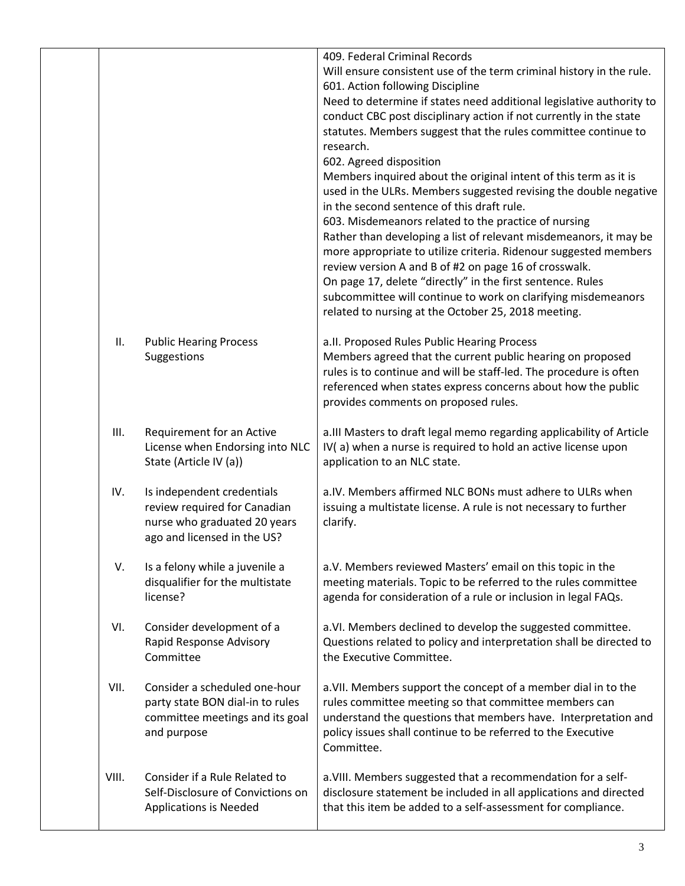| | | |
|---|---|---|
| | | 409. Federal Criminal Records<br>Will ensure consistent use of the term criminal history in the rule.<br>601. Action following Discipline<br>Need to determine if states need additional legislative authority to conduct CBC post disciplinary action if not currently in the state statutes. Members suggest that the rules committee continue to research.<br>602. Agreed disposition<br>Members inquired about the original intent of this term as it is used in the ULRs. Members suggested revising the double negative in the second sentence of this draft rule.<br>603. Misdemeanors related to the practice of nursing<br>Rather than developing a list of relevant misdemeanors, it may be more appropriate to utilize criteria. Ridenour suggested members review version A and B of #2 on page 16 of crosswalk.<br>On page 17, delete "directly" in the first sentence. Rules subcommittee will continue to work on clarifying misdemeanors related to nursing at the October 25, 2018 meeting. |
| II. | Public Hearing Process Suggestions | a.II. Proposed Rules Public Hearing Process<br>Members agreed that the current public hearing on proposed rules is to continue and will be staff-led. The procedure is often referenced when states express concerns about how the public provides comments on proposed rules. |
| III. | Requirement for an Active License when Endorsing into NLC State (Article IV (a)) | a.III Masters to draft legal memo regarding applicability of Article IV( a) when a nurse is required to hold an active license upon application to an NLC state. |
| IV. | Is independent credentials review required for Canadian nurse who graduated 20 years ago and licensed in the US? | a.IV. Members affirmed NLC BONs must adhere to ULRs when issuing a multistate license. A rule is not necessary to further clarify. |
| V. | Is a felony while a juvenile a disqualifier for the multistate license? | a.V. Members reviewed Masters' email on this topic in the meeting materials. Topic to be referred to the rules committee agenda for consideration of a rule or inclusion in legal FAQs. |
| VI. | Consider development of a Rapid Response Advisory Committee | a.VI. Members declined to develop the suggested committee. Questions related to policy and interpretation shall be directed to the Executive Committee. |
| VII. | Consider a scheduled one-hour party state BON dial-in to rules committee meetings and its goal and purpose | a.VII. Members support the concept of a member dial in to the rules committee meeting so that committee members can understand the questions that members have. Interpretation and policy issues shall continue to be referred to the Executive Committee. |
| VIII. | Consider if a Rule Related to Self-Disclosure of Convictions on Applications is Needed | a.VIII. Members suggested that a recommendation for a self-disclosure statement be included in all applications and directed that this item be added to a self-assessment for compliance. |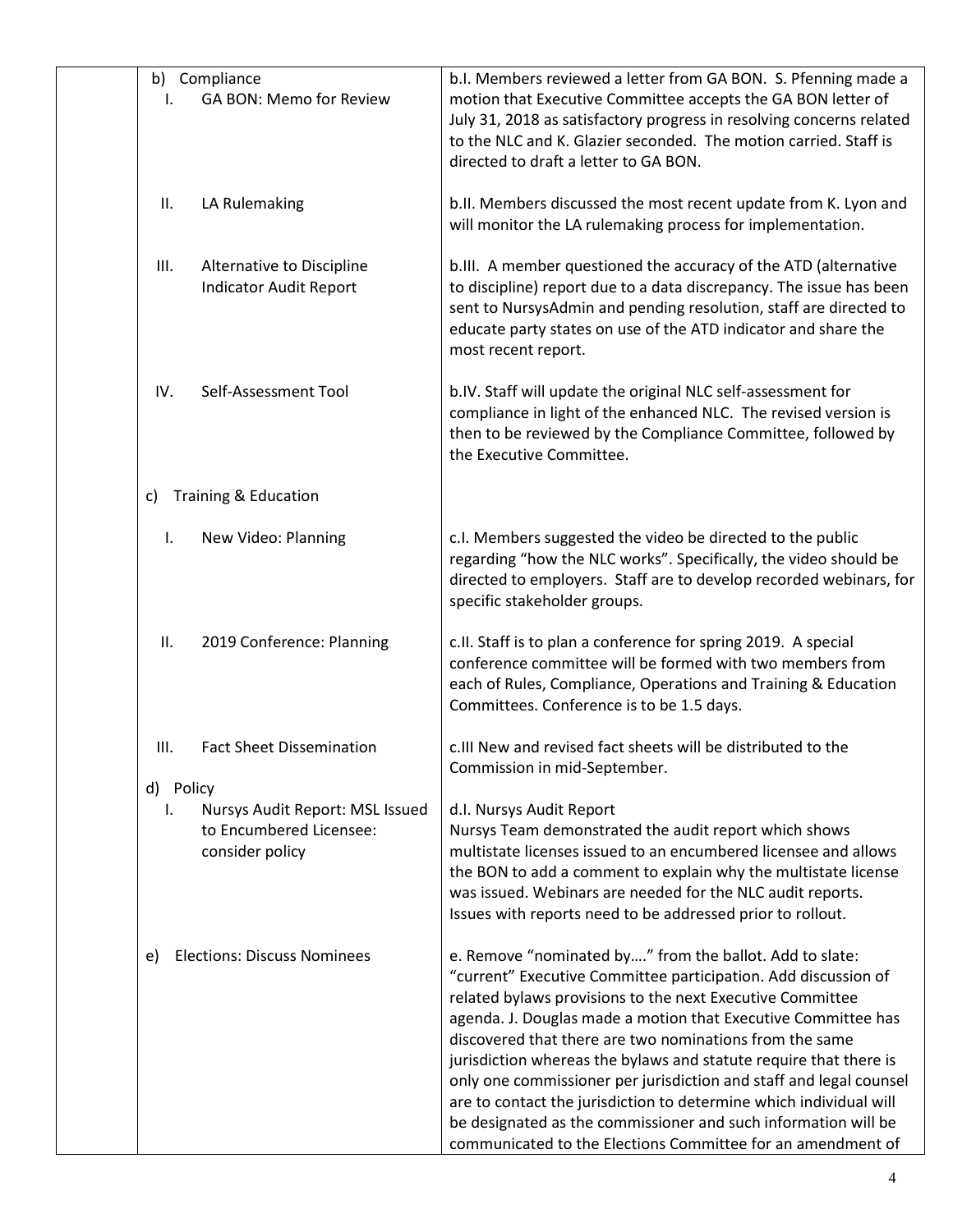| | | |
|---|---|---|
| | b) Compliance<br>I. GA BON: Memo for Review | b.I. Members reviewed a letter from GA BON. S. Pfenning made a motion that Executive Committee accepts the GA BON letter of July 31, 2018 as satisfactory progress in resolving concerns related to the NLC and K. Glazier seconded. The motion carried. Staff is directed to draft a letter to GA BON. |
| | II. LA Rulemaking | b.II. Members discussed the most recent update from K. Lyon and will monitor the LA rulemaking process for implementation. |
| | III. Alternative to Discipline Indicator Audit Report | b.III. A member questioned the accuracy of the ATD (alternative to discipline) report due to a data discrepancy. The issue has been sent to NursysAdmin and pending resolution, staff are directed to educate party states on use of the ATD indicator and share the most recent report. |
| | IV. Self-Assessment Tool | b.IV. Staff will update the original NLC self-assessment for compliance in light of the enhanced NLC. The revised version is then to be reviewed by the Compliance Committee, followed by the Executive Committee. |
| | c) Training & Education | |
| | I. New Video: Planning | c.I. Members suggested the video be directed to the public regarding "how the NLC works". Specifically, the video should be directed to employers. Staff are to develop recorded webinars, for specific stakeholder groups. |
| | II. 2019 Conference: Planning | c.II. Staff is to plan a conference for spring 2019. A special conference committee will be formed with two members from each of Rules, Compliance, Operations and Training & Education Committees. Conference is to be 1.5 days. |
| | III. Fact Sheet Dissemination | c.III New and revised fact sheets will be distributed to the Commission in mid-September. |
| | d) Policy<br>I. Nursys Audit Report: MSL Issued to Encumbered Licensee: consider policy | d.I. Nursys Audit Report<br>Nursys Team demonstrated the audit report which shows multistate licenses issued to an encumbered licensee and allows the BON to add a comment to explain why the multistate license was issued. Webinars are needed for the NLC audit reports. Issues with reports need to be addressed prior to rollout. |
| | e) Elections: Discuss Nominees | e. Remove "nominated by…." from the ballot. Add to slate: "current" Executive Committee participation. Add discussion of related bylaws provisions to the next Executive Committee agenda. J. Douglas made a motion that Executive Committee has discovered that there are two nominations from the same jurisdiction whereas the bylaws and statute require that there is only one commissioner per jurisdiction and staff and legal counsel are to contact the jurisdiction to determine which individual will be designated as the commissioner and such information will be communicated to the Elections Committee for an amendment of |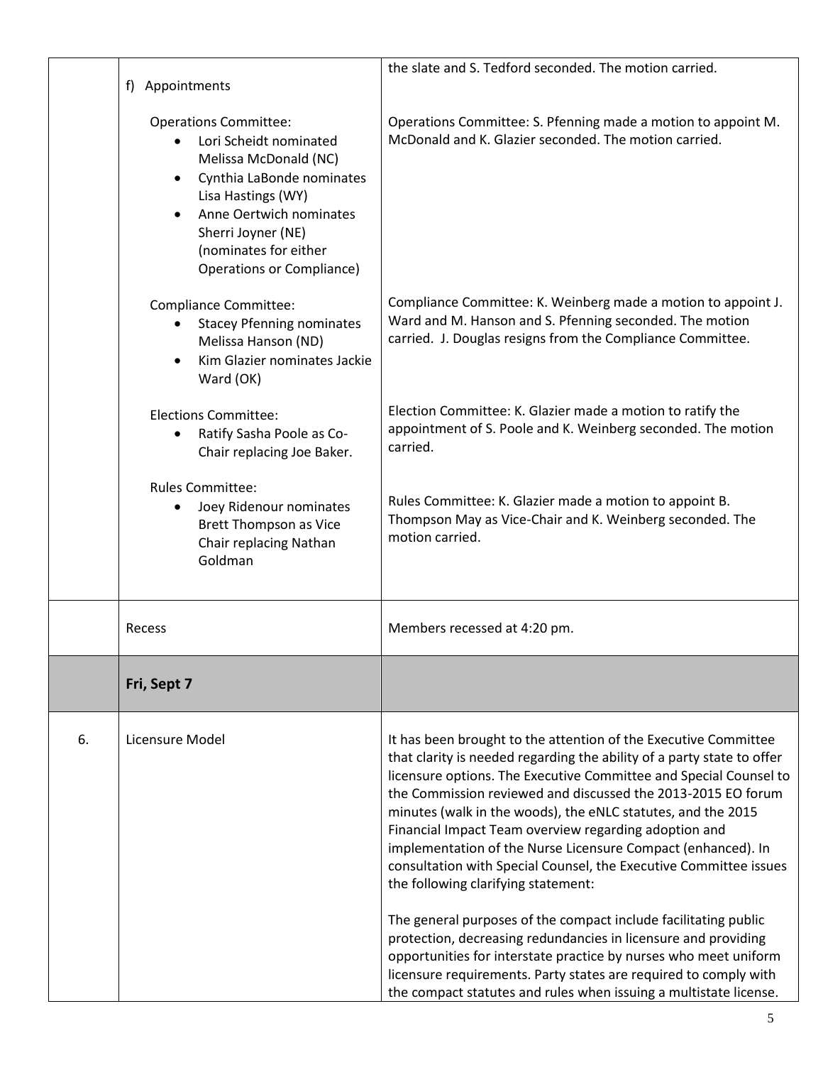| | | |
|---|---|---|
| | f) Appointments<br><br>Operations Committee:<br>• Lori Scheidt nominated Melissa McDonald (NC)<br>• Cynthia LaBonde nominates Lisa Hastings (WY)<br>• Anne Oertwich nominates Sherri Joyner (NE) (nominates for either Operations or Compliance)<br><br>Compliance Committee:<br>• Stacey Pfenning nominates Melissa Hanson (ND)<br>• Kim Glazier nominates Jackie Ward (OK)<br><br>Elections Committee:<br>• Ratify Sasha Poole as Co-Chair replacing Joe Baker.<br><br>Rules Committee:<br>• Joey Ridenour nominates Brett Thompson as Vice Chair replacing Nathan Goldman | the slate and S. Tedford seconded. The motion carried.<br><br>Operations Committee: S. Pfenning made a motion to appoint M. McDonald and K. Glazier seconded. The motion carried.<br><br>Compliance Committee: K. Weinberg made a motion to appoint J. Ward and M. Hanson and S. Pfenning seconded. The motion carried. J. Douglas resigns from the Compliance Committee.<br><br>Election Committee: K. Glazier made a motion to ratify the appointment of S. Poole and K. Weinberg seconded. The motion carried.<br><br>Rules Committee: K. Glazier made a motion to appoint B. Thompson May as Vice-Chair and K. Weinberg seconded. The motion carried. |
| | Recess | Members recessed at 4:20 pm. |
| | **Fri, Sept 7** | |
| 6. | Licensure Model | It has been brought to the attention of the Executive Committee that clarity is needed regarding the ability of a party state to offer licensure options. The Executive Committee and Special Counsel to the Commission reviewed and discussed the 2013-2015 EO forum minutes (walk in the woods), the eNLC statutes, and the 2015 Financial Impact Team overview regarding adoption and implementation of the Nurse Licensure Compact (enhanced). In consultation with Special Counsel, the Executive Committee issues the following clarifying statement:<br><br>The general purposes of the compact include facilitating public protection, decreasing redundancies in licensure and providing opportunities for interstate practice by nurses who meet uniform licensure requirements. Party states are required to comply with the compact statutes and rules when issuing a multistate license. |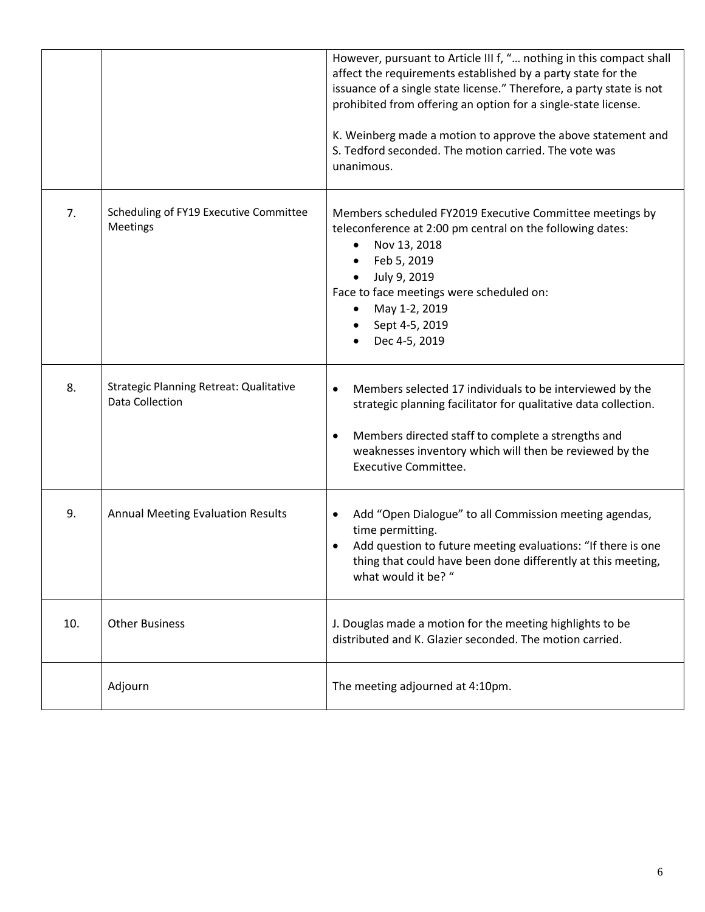| | | |
|---|---|---|
| | | However, pursuant to Article III f, "… nothing in this compact shall affect the requirements established by a party state for the issuance of a single state license." Therefore, a party state is not prohibited from offering an option for a single-state license.<br><br>K. Weinberg made a motion to approve the above statement and S. Tedford seconded. The motion carried. The vote was unanimous. |
| 7. | Scheduling of FY19 Executive Committee Meetings | Members scheduled FY2019 Executive Committee meetings by teleconference at 2:00 pm central on the following dates:<br>• Nov 13, 2018<br>• Feb 5, 2019<br>• July 9, 2019<br>Face to face meetings were scheduled on:<br>• May 1-2, 2019<br>• Sept 4-5, 2019<br>• Dec 4-5, 2019 |
| 8. | Strategic Planning Retreat: Qualitative Data Collection | • Members selected 17 individuals to be interviewed by the strategic planning facilitator for qualitative data collection.<br><br>• Members directed staff to complete a strengths and weaknesses inventory which will then be reviewed by the Executive Committee. |
| 9. | Annual Meeting Evaluation Results | • Add "Open Dialogue" to all Commission meeting agendas, time permitting.<br>• Add question to future meeting evaluations: "If there is one thing that could have been done differently at this meeting, what would it be? " |
| 10. | Other Business | J. Douglas made a motion for the meeting highlights to be distributed and K. Glazier seconded. The motion carried. |
| | Adjourn | The meeting adjourned at 4:10pm. |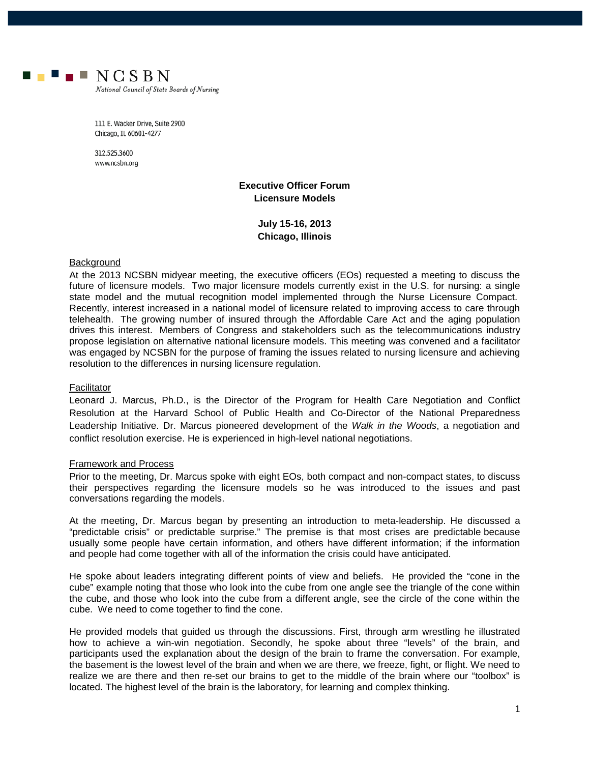NCSBN

*National Council of State Boards of Nursing*

111 E. Wacker Drive, Suite 2900
Chicago, IL 60601-4277

312.525.3600
www.ncsbn.org

**Executive Officer Forum**
**Licensure Models**

**July 15-16, 2013**
**Chicago, Illinois**

Background

At the 2013 NCSBN midyear meeting, the executive officers (EOs) requested a meeting to discuss the future of licensure models. Two major licensure models currently exist in the U.S. for nursing: a single state model and the mutual recognition model implemented through the Nurse Licensure Compact. Recently, interest increased in a national model of licensure related to improving access to care through telehealth. The growing number of insured through the Affordable Care Act and the aging population drives this interest. Members of Congress and stakeholders such as the telecommunications industry propose legislation on alternative national licensure models. This meeting was convened and a facilitator was engaged by NCSBN for the purpose of framing the issues related to nursing licensure and achieving resolution to the differences in nursing licensure regulation.

Facilitator

Leonard J. Marcus, Ph.D., is the Director of the Program for Health Care Negotiation and Conflict Resolution at the Harvard School of Public Health and Co-Director of the National Preparedness Leadership Initiative. Dr. Marcus pioneered development of the *Walk in the Woods*, a negotiation and conflict resolution exercise. He is experienced in high-level national negotiations.

Framework and Process

Prior to the meeting, Dr. Marcus spoke with eight EOs, both compact and non-compact states, to discuss their perspectives regarding the licensure models so he was introduced to the issues and past conversations regarding the models.

At the meeting, Dr. Marcus began by presenting an introduction to meta-leadership. He discussed a "predictable crisis" or predictable surprise." The premise is that most crises are predictable because usually some people have certain information, and others have different information; if the information and people had come together with all of the information the crisis could have anticipated.

He spoke about leaders integrating different points of view and beliefs. He provided the "cone in the cube" example noting that those who look into the cube from one angle see the triangle of the cone within the cube, and those who look into the cube from a different angle, see the circle of the cone within the cube. We need to come together to find the cone.

He provided models that guided us through the discussions. First, through arm wrestling he illustrated how to achieve a win-win negotiation. Secondly, he spoke about three "levels" of the brain, and participants used the explanation about the design of the brain to frame the conversation. For example, the basement is the lowest level of the brain and when we are there, we freeze, fight, or flight. We need to realize we are there and then re-set our brains to get to the middle of the brain where our "toolbox" is located. The highest level of the brain is the laboratory, for learning and complex thinking.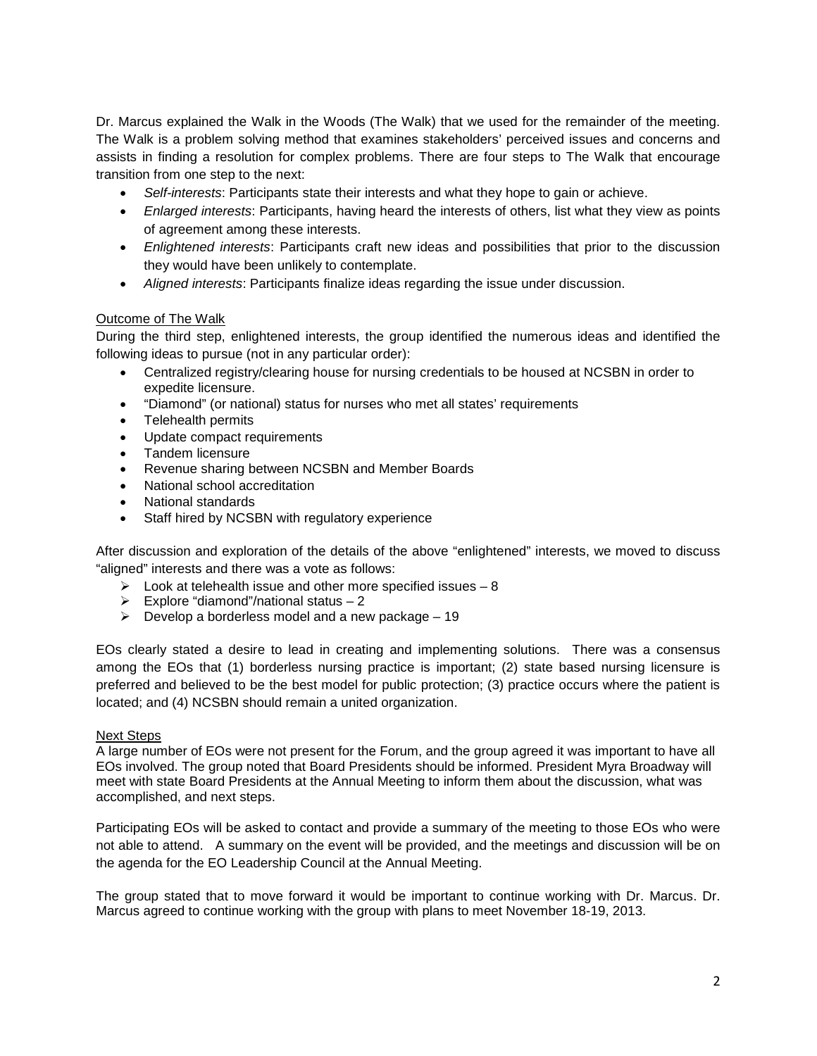Dr. Marcus explained the Walk in the Woods (The Walk) that we used for the remainder of the meeting. The Walk is a problem solving method that examines stakeholders' perceived issues and concerns and assists in finding a resolution for complex problems. There are four steps to The Walk that encourage transition from one step to the next:

- *Self-interests*: Participants state their interests and what they hope to gain or achieve.
- *Enlarged interests*: Participants, having heard the interests of others, list what they view as points of agreement among these interests.
- *Enlightened interests*: Participants craft new ideas and possibilities that prior to the discussion they would have been unlikely to contemplate.
- *Aligned interests*: Participants finalize ideas regarding the issue under discussion.

Outcome of The Walk

During the third step, enlightened interests, the group identified the numerous ideas and identified the following ideas to pursue (not in any particular order):

- Centralized registry/clearing house for nursing credentials to be housed at NCSBN in order to expedite licensure.
- "Diamond" (or national) status for nurses who met all states' requirements
- Telehealth permits
- Update compact requirements
- Tandem licensure
- Revenue sharing between NCSBN and Member Boards
- National school accreditation
- National standards
- Staff hired by NCSBN with regulatory experience

After discussion and exploration of the details of the above "enlightened" interests, we moved to discuss "aligned" interests and there was a vote as follows:

- Look at telehealth issue and other more specified issues – 8
- Explore "diamond"/national status – 2
- Develop a borderless model and a new package – 19

EOs clearly stated a desire to lead in creating and implementing solutions. There was a consensus among the EOs that (1) borderless nursing practice is important; (2) state based nursing licensure is preferred and believed to be the best model for public protection; (3) practice occurs where the patient is located; and (4) NCSBN should remain a united organization.

Next Steps

A large number of EOs were not present for the Forum, and the group agreed it was important to have all EOs involved. The group noted that Board Presidents should be informed. President Myra Broadway will meet with state Board Presidents at the Annual Meeting to inform them about the discussion, what was accomplished, and next steps.

Participating EOs will be asked to contact and provide a summary of the meeting to those EOs who were not able to attend. A summary on the event will be provided, and the meetings and discussion will be on the agenda for the EO Leadership Council at the Annual Meeting.

The group stated that to move forward it would be important to continue working with Dr. Marcus. Dr. Marcus agreed to continue working with the group with plans to meet November 18-19, 2013.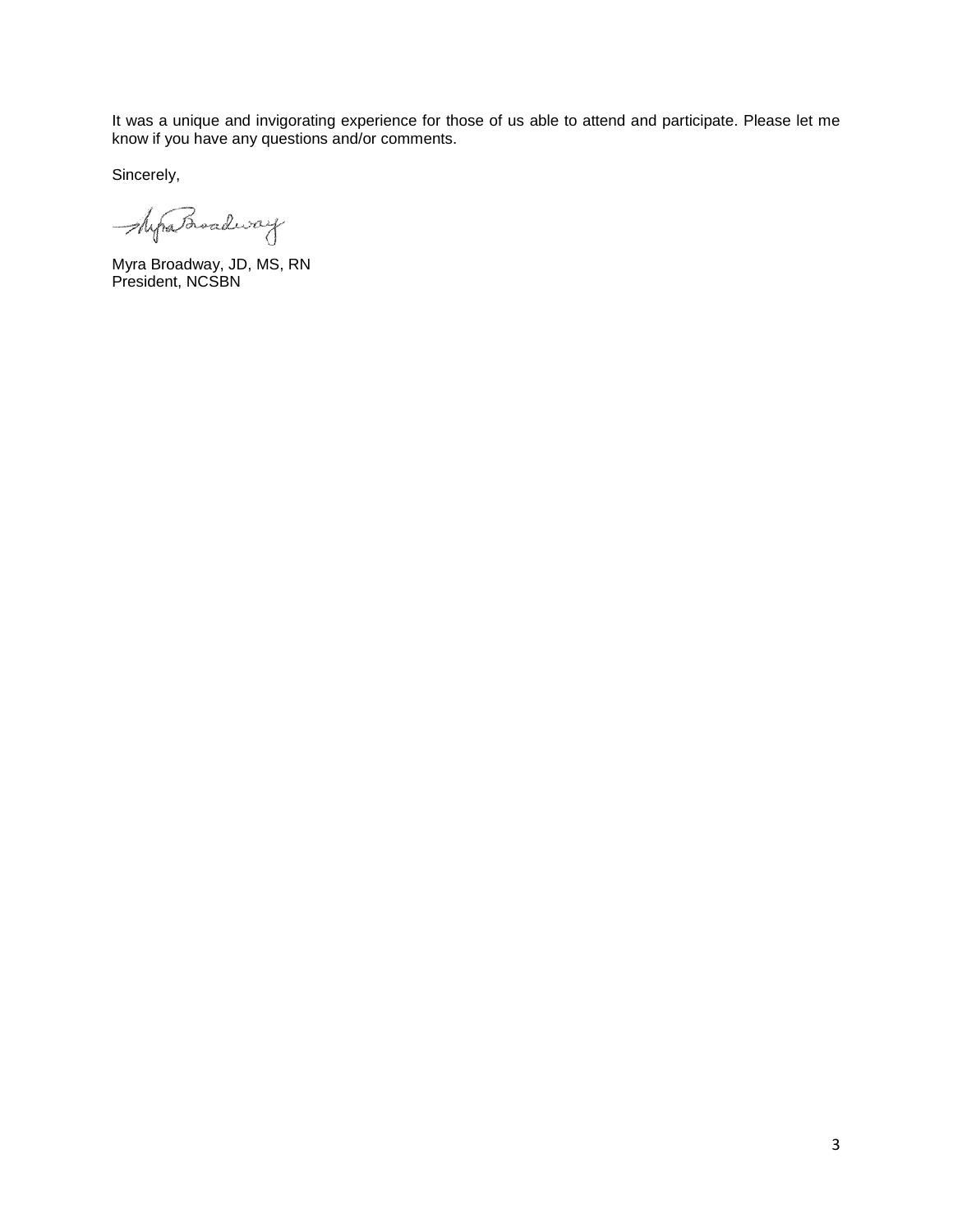It was a unique and invigorating experience for those of us able to attend and participate. Please let me know if you have any questions and/or comments.

Sincerely,

Myra Broadway, JD, MS, RN
President, NCSBN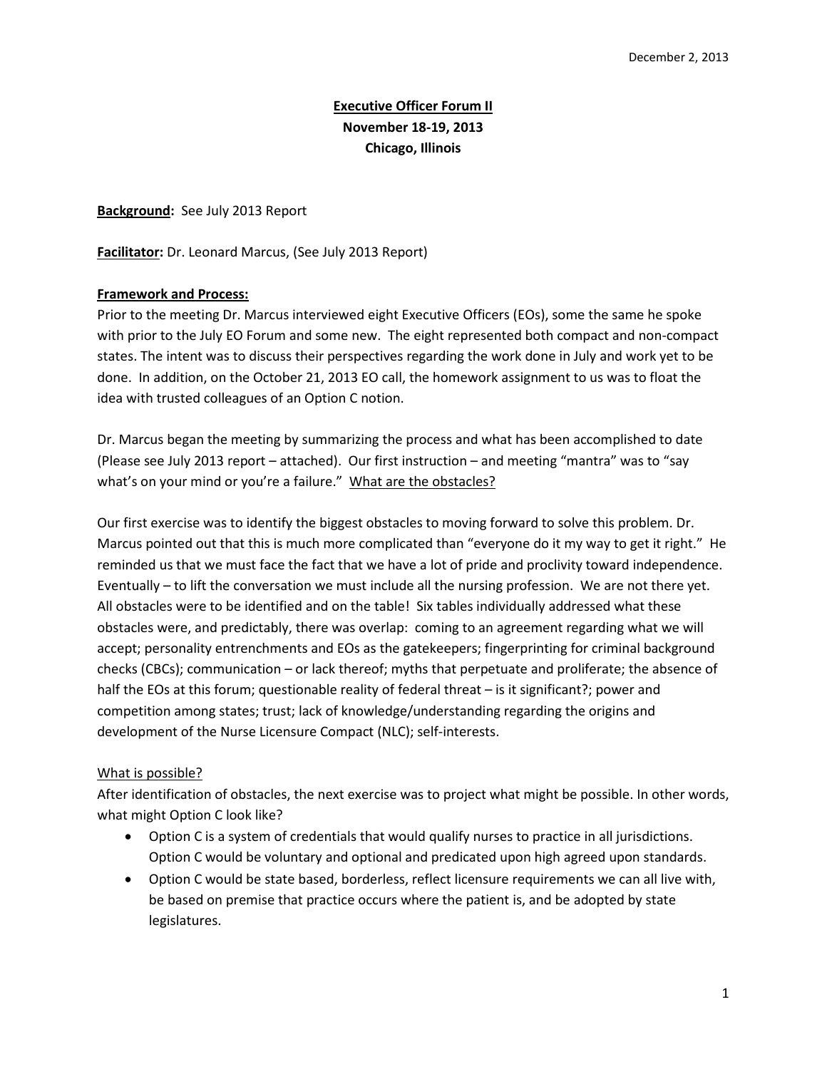December 2, 2013

**Executive Officer Forum II**
**November 18-19, 2013**
**Chicago, Illinois**

**Background:** See July 2013 Report

**Facilitator:** Dr. Leonard Marcus, (See July 2013 Report)

**Framework and Process:**

Prior to the meeting Dr. Marcus interviewed eight Executive Officers (EOs), some the same he spoke with prior to the July EO Forum and some new. The eight represented both compact and non-compact states. The intent was to discuss their perspectives regarding the work done in July and work yet to be done. In addition, on the October 21, 2013 EO call, the homework assignment to us was to float the idea with trusted colleagues of an Option C notion.

Dr. Marcus began the meeting by summarizing the process and what has been accomplished to date (Please see July 2013 report – attached). Our first instruction – and meeting "mantra" was to "say what's on your mind or you're a failure." What are the obstacles?

Our first exercise was to identify the biggest obstacles to moving forward to solve this problem. Dr. Marcus pointed out that this is much more complicated than "everyone do it my way to get it right." He reminded us that we must face the fact that we have a lot of pride and proclivity toward independence. Eventually – to lift the conversation we must include all the nursing profession. We are not there yet. All obstacles were to be identified and on the table! Six tables individually addressed what these obstacles were, and predictably, there was overlap: coming to an agreement regarding what we will accept; personality entrenchments and EOs as the gatekeepers; fingerprinting for criminal background checks (CBCs); communication – or lack thereof; myths that perpetuate and proliferate; the absence of half the EOs at this forum; questionable reality of federal threat – is it significant?; power and competition among states; trust; lack of knowledge/understanding regarding the origins and development of the Nurse Licensure Compact (NLC); self-interests.

What is possible?

After identification of obstacles, the next exercise was to project what might be possible. In other words, what might Option C look like?

- Option C is a system of credentials that would qualify nurses to practice in all jurisdictions. Option C would be voluntary and optional and predicated upon high agreed upon standards.
- Option C would be state based, borderless, reflect licensure requirements we can all live with, be based on premise that practice occurs where the patient is, and be adopted by state legislatures.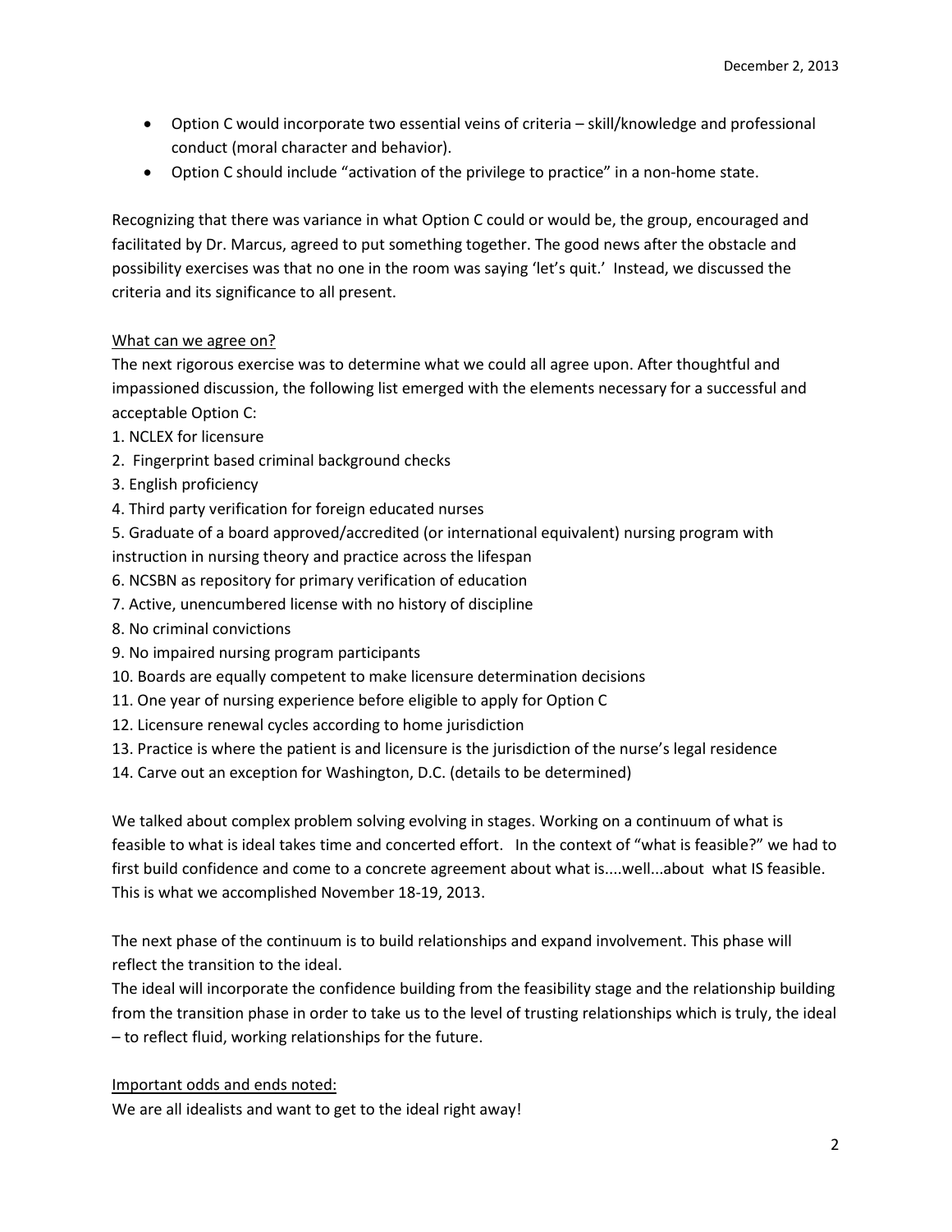- Option C would incorporate two essential veins of criteria – skill/knowledge and professional conduct (moral character and behavior).
- Option C should include "activation of the privilege to practice" in a non-home state.

Recognizing that there was variance in what Option C could or would be, the group, encouraged and facilitated by Dr. Marcus, agreed to put something together. The good news after the obstacle and possibility exercises was that no one in the room was saying 'let's quit.' Instead, we discussed the criteria and its significance to all present.

<u>What can we agree on?</u>

The next rigorous exercise was to determine what we could all agree upon. After thoughtful and impassioned discussion, the following list emerged with the elements necessary for a successful and acceptable Option C:

1. NCLEX for licensure
2. Fingerprint based criminal background checks
3. English proficiency
4. Third party verification for foreign educated nurses
5. Graduate of a board approved/accredited (or international equivalent) nursing program with instruction in nursing theory and practice across the lifespan
6. NCSBN as repository for primary verification of education
7. Active, unencumbered license with no history of discipline
8. No criminal convictions
9. No impaired nursing program participants
10. Boards are equally competent to make licensure determination decisions
11. One year of nursing experience before eligible to apply for Option C
12. Licensure renewal cycles according to home jurisdiction
13. Practice is where the patient is and licensure is the jurisdiction of the nurse's legal residence
14. Carve out an exception for Washington, D.C. (details to be determined)

We talked about complex problem solving evolving in stages. Working on a continuum of what is feasible to what is ideal takes time and concerted effort. In the context of "what is feasible?" we had to first build confidence and come to a concrete agreement about what is....well...about what IS feasible. This is what we accomplished November 18-19, 2013.

The next phase of the continuum is to build relationships and expand involvement. This phase will reflect the transition to the ideal.

The ideal will incorporate the confidence building from the feasibility stage and the relationship building from the transition phase in order to take us to the level of trusting relationships which is truly, the ideal – to reflect fluid, working relationships for the future.

<u>Important odds and ends noted:</u>

We are all idealists and want to get to the ideal right away!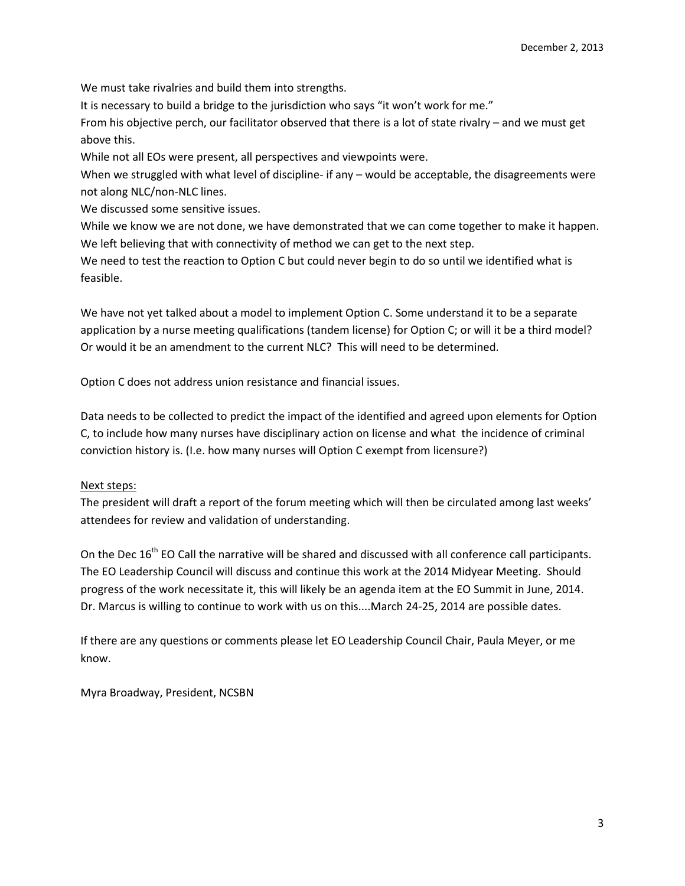December 2, 2013

We must take rivalries and build them into strengths.
It is necessary to build a bridge to the jurisdiction who says "it won't work for me."
From his objective perch, our facilitator observed that there is a lot of state rivalry – and we must get above this.
While not all EOs were present, all perspectives and viewpoints were.
When we struggled with what level of discipline- if any – would be acceptable, the disagreements were not along NLC/non-NLC lines.
We discussed some sensitive issues.
While we know we are not done, we have demonstrated that we can come together to make it happen.
We left believing that with connectivity of method we can get to the next step.
We need to test the reaction to Option C but could never begin to do so until we identified what is feasible.

We have not yet talked about a model to implement Option C. Some understand it to be a separate application by a nurse meeting qualifications (tandem license) for Option C; or will it be a third model? Or would it be an amendment to the current NLC? This will need to be determined.

Option C does not address union resistance and financial issues.

Data needs to be collected to predict the impact of the identified and agreed upon elements for Option C, to include how many nurses have disciplinary action on license and what the incidence of criminal conviction history is. (I.e. how many nurses will Option C exempt from licensure?)

<u>Next steps:</u>
The president will draft a report of the forum meeting which will then be circulated among last weeks' attendees for review and validation of understanding.

On the Dec 16th EO Call the narrative will be shared and discussed with all conference call participants. The EO Leadership Council will discuss and continue this work at the 2014 Midyear Meeting. Should progress of the work necessitate it, this will likely be an agenda item at the EO Summit in June, 2014. Dr. Marcus is willing to continue to work with us on this....March 24-25, 2014 are possible dates.

If there are any questions or comments please let EO Leadership Council Chair, Paula Meyer, or me know.

Myra Broadway, President, NCSBN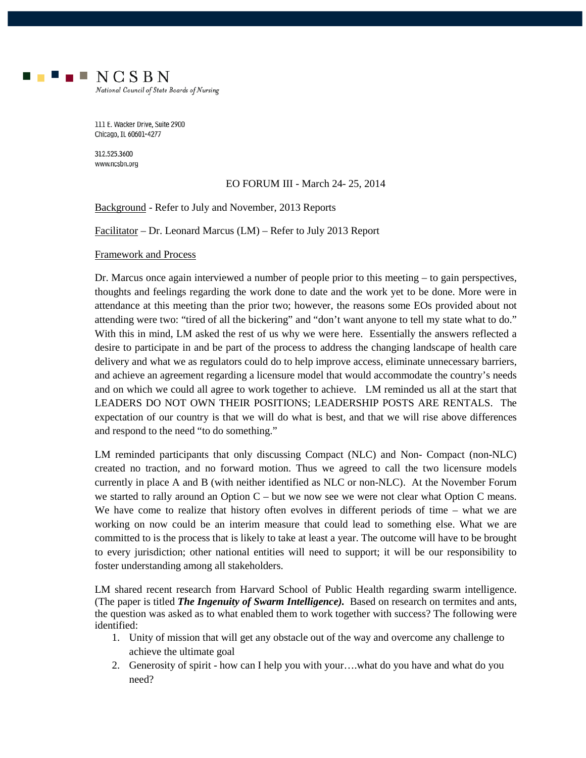NCSBN

*National Council of State Boards of Nursing*

111 E. Wacker Drive, Suite 2900
Chicago, IL 60601-4277

312.525.3600
www.ncsbn.org

EO FORUM III - March 24- 25, 2014

Background - Refer to July and November, 2013 Reports

Facilitator – Dr. Leonard Marcus (LM) – Refer to July 2013 Report

Framework and Process

Dr. Marcus once again interviewed a number of people prior to this meeting – to gain perspectives, thoughts and feelings regarding the work done to date and the work yet to be done. More were in attendance at this meeting than the prior two; however, the reasons some EOs provided about not attending were two: "tired of all the bickering" and "don't want anyone to tell my state what to do." With this in mind, LM asked the rest of us why we were here. Essentially the answers reflected a desire to participate in and be part of the process to address the changing landscape of health care delivery and what we as regulators could do to help improve access, eliminate unnecessary barriers, and achieve an agreement regarding a licensure model that would accommodate the country's needs and on which we could all agree to work together to achieve. LM reminded us all at the start that LEADERS DO NOT OWN THEIR POSITIONS; LEADERSHIP POSTS ARE RENTALS. The expectation of our country is that we will do what is best, and that we will rise above differences and respond to the need "to do something."

LM reminded participants that only discussing Compact (NLC) and Non- Compact (non-NLC) created no traction, and no forward motion. Thus we agreed to call the two licensure models currently in place A and B (with neither identified as NLC or non-NLC). At the November Forum we started to rally around an Option C – but we now see we were not clear what Option C means. We have come to realize that history often evolves in different periods of time – what we are working on now could be an interim measure that could lead to something else. What we are committed to is the process that is likely to take at least a year. The outcome will have to be brought to every jurisdiction; other national entities will need to support; it will be our responsibility to foster understanding among all stakeholders.

LM shared recent research from Harvard School of Public Health regarding swarm intelligence. (The paper is titled ***The Ingenuity of Swarm Intelligence).*** Based on research on termites and ants, the question was asked as to what enabled them to work together with success? The following were identified:

1. Unity of mission that will get any obstacle out of the way and overcome any challenge to achieve the ultimate goal
2. Generosity of spirit - how can I help you with your….what do you have and what do you need?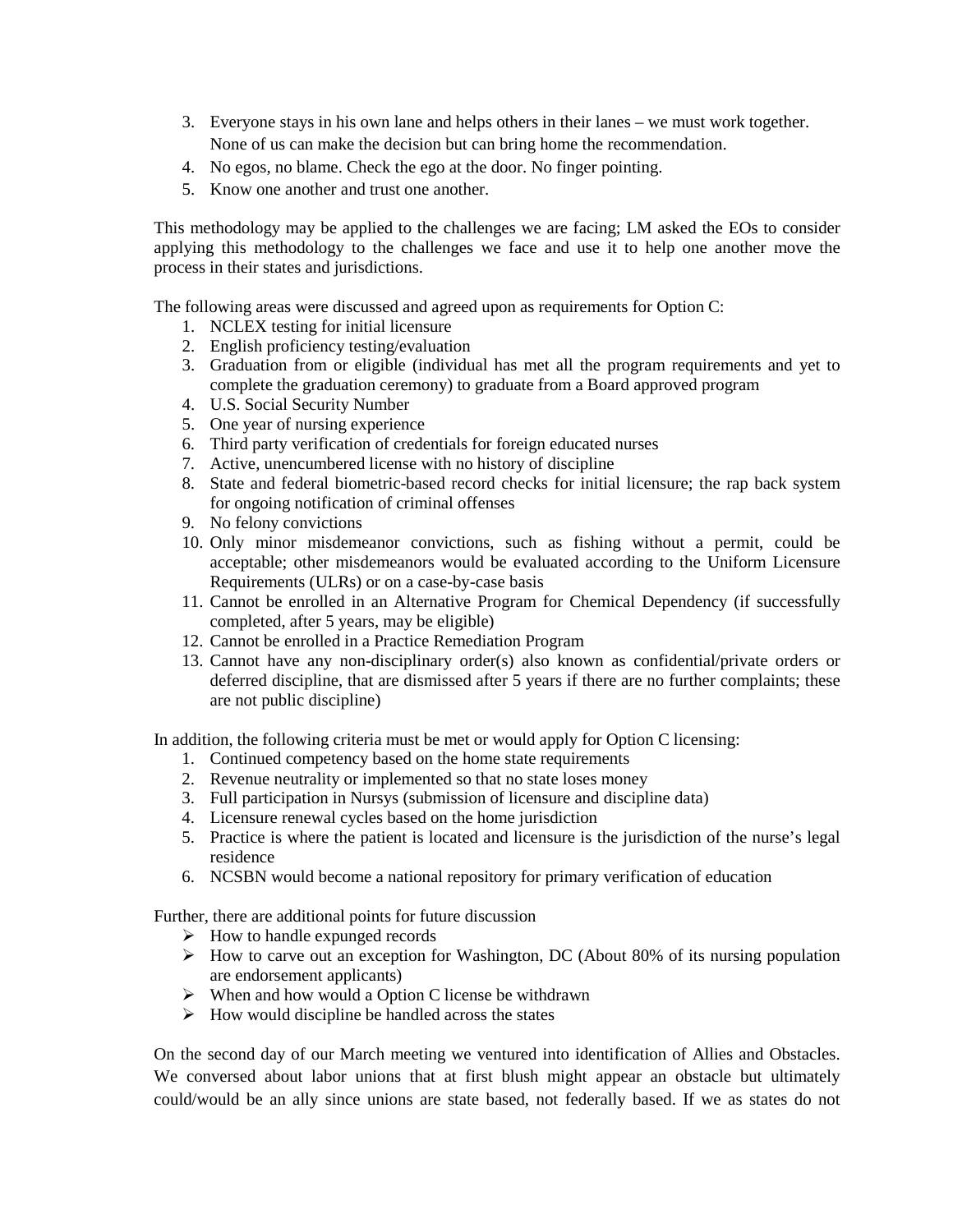3. Everyone stays in his own lane and helps others in their lanes – we must work together. None of us can make the decision but can bring home the recommendation.
4. No egos, no blame. Check the ego at the door. No finger pointing.
5. Know one another and trust one another.

This methodology may be applied to the challenges we are facing; LM asked the EOs to consider applying this methodology to the challenges we face and use it to help one another move the process in their states and jurisdictions.

The following areas were discussed and agreed upon as requirements for Option C:

1. NCLEX testing for initial licensure
2. English proficiency testing/evaluation
3. Graduation from or eligible (individual has met all the program requirements and yet to complete the graduation ceremony) to graduate from a Board approved program
4. U.S. Social Security Number
5. One year of nursing experience
6. Third party verification of credentials for foreign educated nurses
7. Active, unencumbered license with no history of discipline
8. State and federal biometric-based record checks for initial licensure; the rap back system for ongoing notification of criminal offenses
9. No felony convictions
10. Only minor misdemeanor convictions, such as fishing without a permit, could be acceptable; other misdemeanors would be evaluated according to the Uniform Licensure Requirements (ULRs) or on a case-by-case basis
11. Cannot be enrolled in an Alternative Program for Chemical Dependency (if successfully completed, after 5 years, may be eligible)
12. Cannot be enrolled in a Practice Remediation Program
13. Cannot have any non-disciplinary order(s) also known as confidential/private orders or deferred discipline, that are dismissed after 5 years if there are no further complaints; these are not public discipline)

In addition, the following criteria must be met or would apply for Option C licensing:

1. Continued competency based on the home state requirements
2. Revenue neutrality or implemented so that no state loses money
3. Full participation in Nursys (submission of licensure and discipline data)
4. Licensure renewal cycles based on the home jurisdiction
5. Practice is where the patient is located and licensure is the jurisdiction of the nurse's legal residence
6. NCSBN would become a national repository for primary verification of education

Further, there are additional points for future discussion

- How to handle expunged records
- How to carve out an exception for Washington, DC (About 80% of its nursing population are endorsement applicants)
- When and how would a Option C license be withdrawn
- How would discipline be handled across the states

On the second day of our March meeting we ventured into identification of Allies and Obstacles. We conversed about labor unions that at first blush might appear an obstacle but ultimately could/would be an ally since unions are state based, not federally based. If we as states do not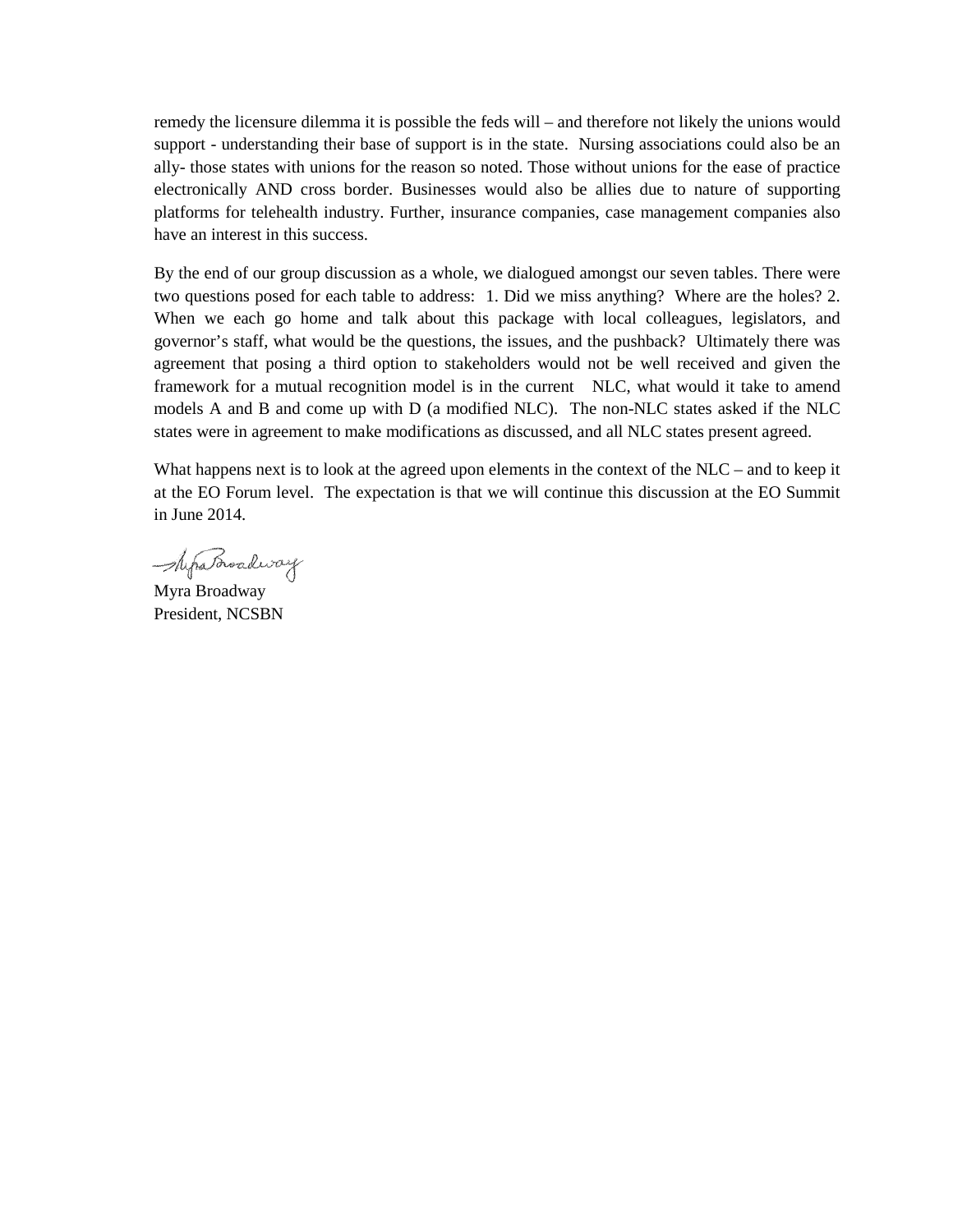remedy the licensure dilemma it is possible the feds will – and therefore not likely the unions would support - understanding their base of support is in the state. Nursing associations could also be an ally- those states with unions for the reason so noted. Those without unions for the ease of practice electronically AND cross border. Businesses would also be allies due to nature of supporting platforms for telehealth industry. Further, insurance companies, case management companies also have an interest in this success.

By the end of our group discussion as a whole, we dialogued amongst our seven tables. There were two questions posed for each table to address: 1. Did we miss anything? Where are the holes? 2. When we each go home and talk about this package with local colleagues, legislators, and governor's staff, what would be the questions, the issues, and the pushback? Ultimately there was agreement that posing a third option to stakeholders would not be well received and given the framework for a mutual recognition model is in the current NLC, what would it take to amend models A and B and come up with D (a modified NLC). The non-NLC states asked if the NLC states were in agreement to make modifications as discussed, and all NLC states present agreed.

What happens next is to look at the agreed upon elements in the context of the NLC – and to keep it at the EO Forum level. The expectation is that we will continue this discussion at the EO Summit in June 2014.

Myra Broadway
President, NCSBN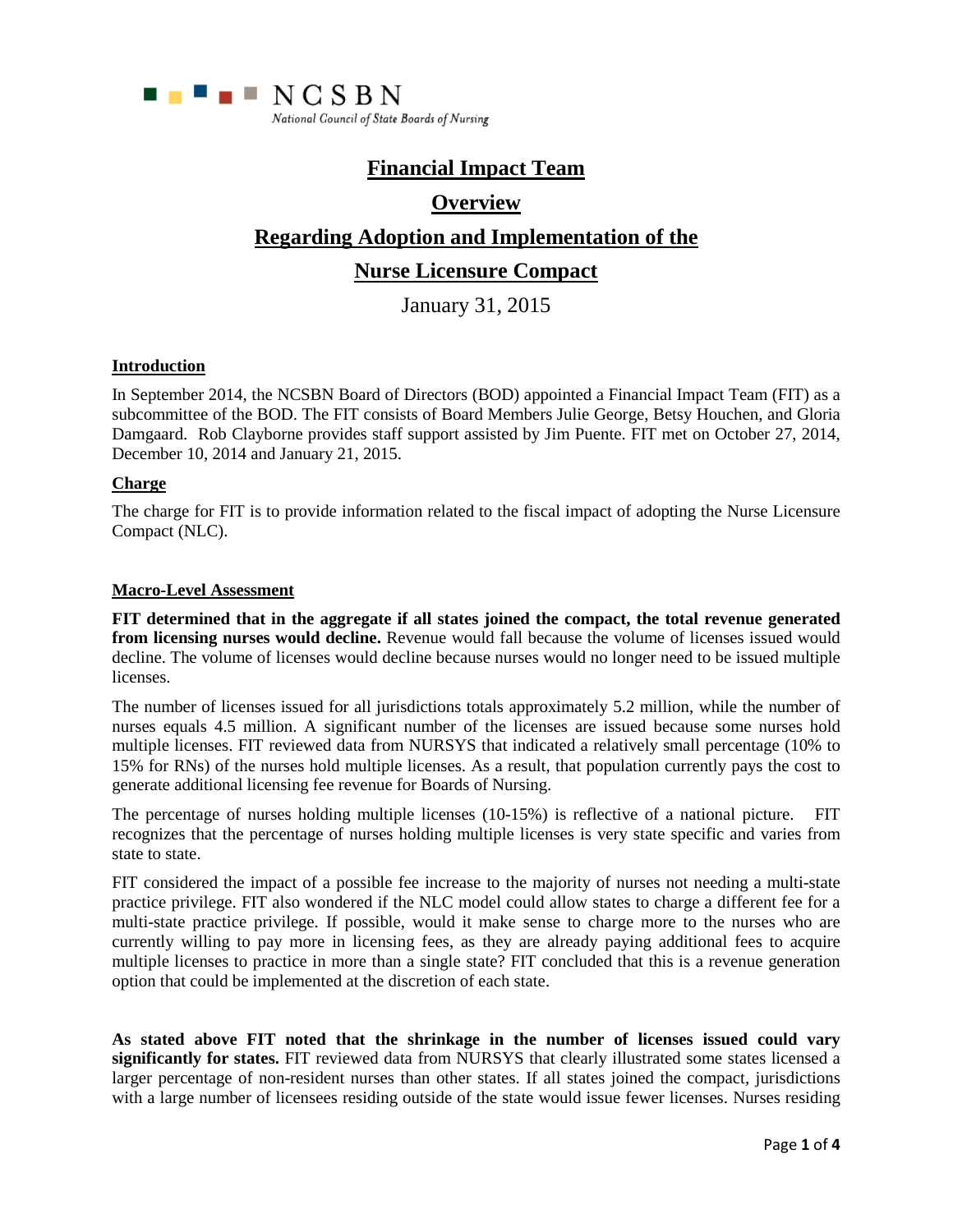NCSBN

*National Council of State Boards of Nursing*

# Financial Impact Team

# Overview

# Regarding Adoption and Implementation of the

# Nurse Licensure Compact

January 31, 2015

## Introduction

In September 2014, the NCSBN Board of Directors (BOD) appointed a Financial Impact Team (FIT) as a subcommittee of the BOD. The FIT consists of Board Members Julie George, Betsy Houchen, and Gloria Damgaard. Rob Clayborne provides staff support assisted by Jim Puente. FIT met on October 27, 2014, December 10, 2014 and January 21, 2015.

## Charge

The charge for FIT is to provide information related to the fiscal impact of adopting the Nurse Licensure Compact (NLC).

## Macro-Level Assessment

**FIT determined that in the aggregate if all states joined the compact, the total revenue generated from licensing nurses would decline.** Revenue would fall because the volume of licenses issued would decline. The volume of licenses would decline because nurses would no longer need to be issued multiple licenses.

The number of licenses issued for all jurisdictions totals approximately 5.2 million, while the number of nurses equals 4.5 million. A significant number of the licenses are issued because some nurses hold multiple licenses. FIT reviewed data from NURSYS that indicated a relatively small percentage (10% to 15% for RNs) of the nurses hold multiple licenses. As a result, that population currently pays the cost to generate additional licensing fee revenue for Boards of Nursing.

The percentage of nurses holding multiple licenses (10-15%) is reflective of a national picture. FIT recognizes that the percentage of nurses holding multiple licenses is very state specific and varies from state to state.

FIT considered the impact of a possible fee increase to the majority of nurses not needing a multi-state practice privilege. FIT also wondered if the NLC model could allow states to charge a different fee for a multi-state practice privilege. If possible, would it make sense to charge more to the nurses who are currently willing to pay more in licensing fees, as they are already paying additional fees to acquire multiple licenses to practice in more than a single state? FIT concluded that this is a revenue generation option that could be implemented at the discretion of each state.

**As stated above FIT noted that the shrinkage in the number of licenses issued could vary significantly for states.** FIT reviewed data from NURSYS that clearly illustrated some states licensed a larger percentage of non-resident nurses than other states. If all states joined the compact, jurisdictions with a large number of licensees residing outside of the state would issue fewer licenses. Nurses residing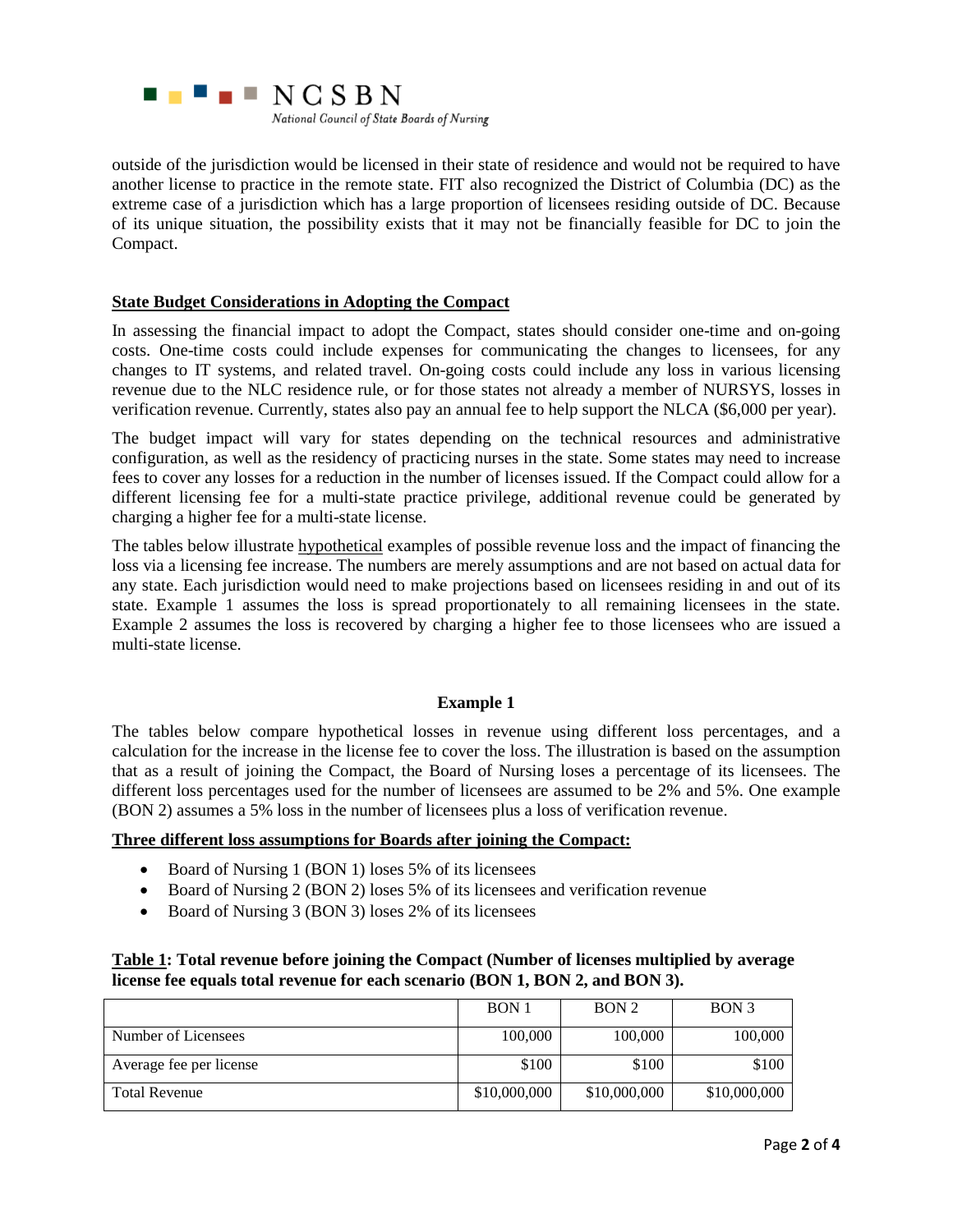outside of the jurisdiction would be licensed in their state of residence and would not be required to have another license to practice in the remote state. FIT also recognized the District of Columbia (DC) as the extreme case of a jurisdiction which has a large proportion of licensees residing outside of DC. Because of its unique situation, the possibility exists that it may not be financially feasible for DC to join the Compact.

## State Budget Considerations in Adopting the Compact

In assessing the financial impact to adopt the Compact, states should consider one-time and on-going costs. One-time costs could include expenses for communicating the changes to licensees, for any changes to IT systems, and related travel. On-going costs could include any loss in various licensing revenue due to the NLC residence rule, or for those states not already a member of NURSYS, losses in verification revenue. Currently, states also pay an annual fee to help support the NLCA ($6,000 per year).

The budget impact will vary for states depending on the technical resources and administrative configuration, as well as the residency of practicing nurses in the state. Some states may need to increase fees to cover any losses for a reduction in the number of licenses issued. If the Compact could allow for a different licensing fee for a multi-state practice privilege, additional revenue could be generated by charging a higher fee for a multi-state license.

The tables below illustrate hypothetical examples of possible revenue loss and the impact of financing the loss via a licensing fee increase. The numbers are merely assumptions and are not based on actual data for any state. Each jurisdiction would need to make projections based on licensees residing in and out of its state. Example 1 assumes the loss is spread proportionately to all remaining licensees in the state. Example 2 assumes the loss is recovered by charging a higher fee to those licensees who are issued a multi-state license.

### Example 1

The tables below compare hypothetical losses in revenue using different loss percentages, and a calculation for the increase in the license fee to cover the loss. The illustration is based on the assumption that as a result of joining the Compact, the Board of Nursing loses a percentage of its licensees. The different loss percentages used for the number of licensees are assumed to be 2% and 5%. One example (BON 2) assumes a 5% loss in the number of licensees plus a loss of verification revenue.

**Three different loss assumptions for Boards after joining the Compact:**

- Board of Nursing 1 (BON 1) loses 5% of its licensees
- Board of Nursing 2 (BON 2) loses 5% of its licensees and verification revenue
- Board of Nursing 3 (BON 3) loses 2% of its licensees

**Table 1: Total revenue before joining the Compact (Number of licenses multiplied by average license fee equals total revenue for each scenario (BON 1, BON 2, and BON 3).**

| | BON 1 | BON 2 | BON 3 |
|---|---|---|---|
| Number of Licensees | 100,000 | 100,000 | 100,000 |
| Average fee per license | $100 | $100 | $100 |
| Total Revenue | $10,000,000 | $10,000,000 | $10,000,000 |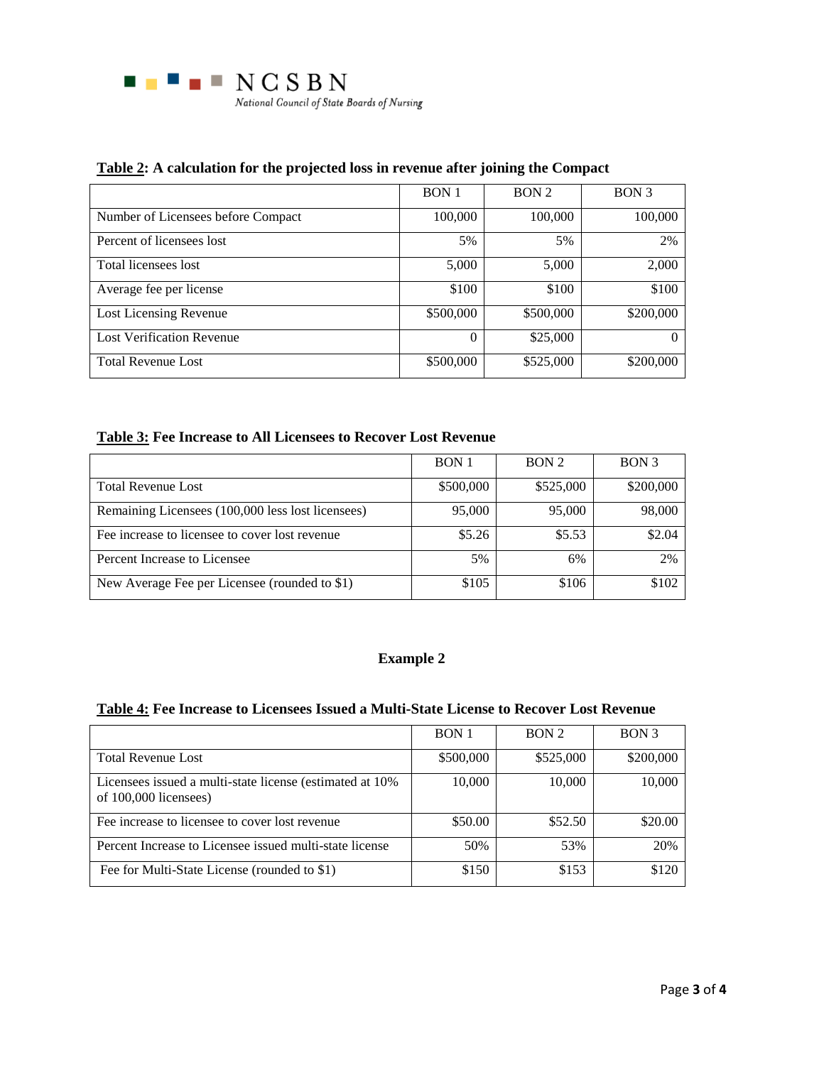**Table 2: A calculation for the projected loss in revenue after joining the Compact**

| | BON 1 | BON 2 | BON 3 |
|---|---|---|---|
| Number of Licensees before Compact | 100,000 | 100,000 | 100,000 |
| Percent of licensees lost | 5% | 5% | 2% |
| Total licensees lost | 5,000 | 5,000 | 2,000 |
| Average fee per license | $100 | $100 | $100 |
| Lost Licensing Revenue | $500,000 | $500,000 | $200,000 |
| Lost Verification Revenue | 0 | $25,000 | 0 |
| Total Revenue Lost | $500,000 | $525,000 | $200,000 |

**Table 3: Fee Increase to All Licensees to Recover Lost Revenue**

| | BON 1 | BON 2 | BON 3 |
|---|---|---|---|
| Total Revenue Lost | $500,000 | $525,000 | $200,000 |
| Remaining Licensees (100,000 less lost licensees) | 95,000 | 95,000 | 98,000 |
| Fee increase to licensee to cover lost revenue | $5.26 | $5.53 | $2.04 |
| Percent Increase to Licensee | 5% | 6% | 2% |
| New Average Fee per Licensee (rounded to $1) | $105 | $106 | $102 |

## Example 2

**Table 4: Fee Increase to Licensees Issued a Multi-State License to Recover Lost Revenue**

| | BON 1 | BON 2 | BON 3 |
|---|---|---|---|
| Total Revenue Lost | $500,000 | $525,000 | $200,000 |
| Licensees issued a multi-state license (estimated at 10% of 100,000 licensees) | 10,000 | 10,000 | 10,000 |
| Fee increase to licensee to cover lost revenue | $50.00 | $52.50 | $20.00 |
| Percent Increase to Licensee issued multi-state license | 50% | 53% | 20% |
| Fee for Multi-State License (rounded to $1) | $150 | $153 | $120 |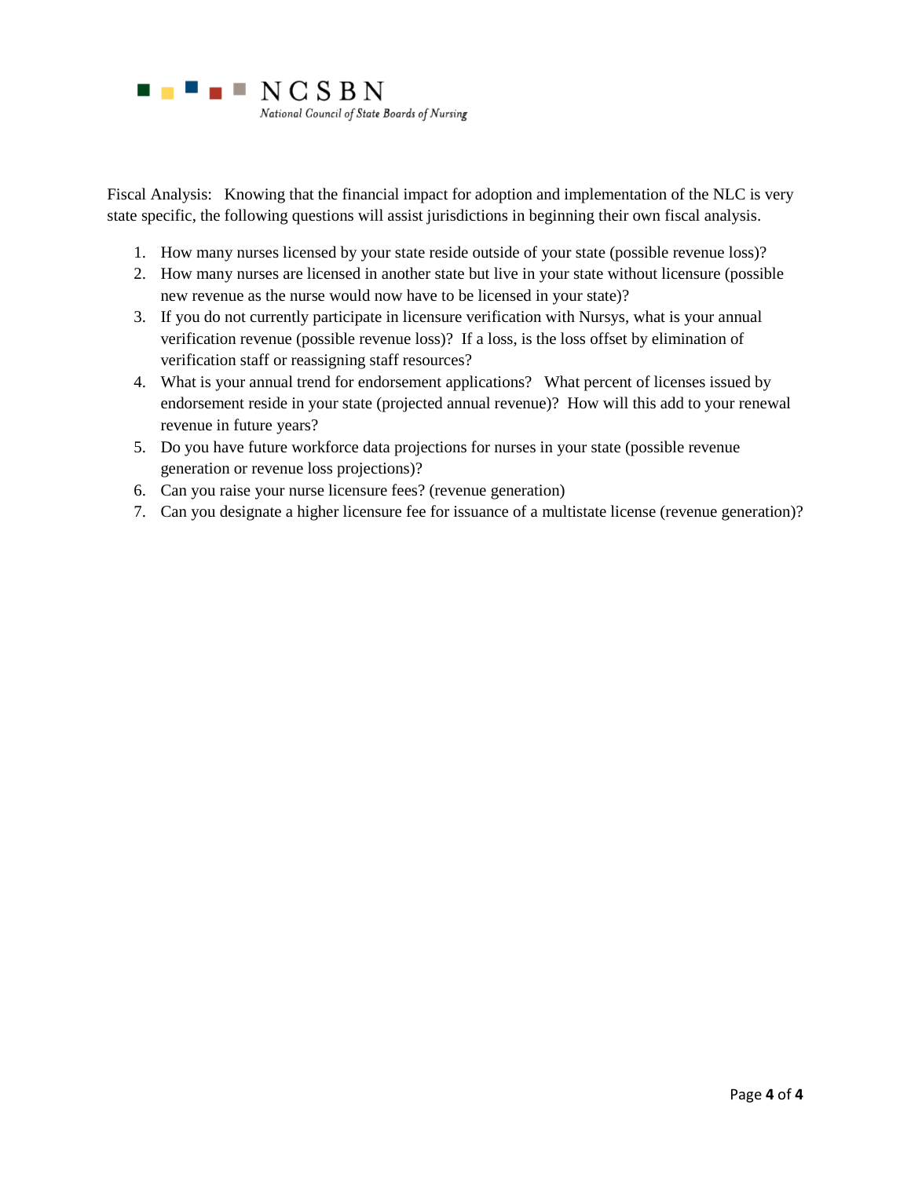Fiscal Analysis: Knowing that the financial impact for adoption and implementation of the NLC is very state specific, the following questions will assist jurisdictions in beginning their own fiscal analysis.

1. How many nurses licensed by your state reside outside of your state (possible revenue loss)?
2. How many nurses are licensed in another state but live in your state without licensure (possible new revenue as the nurse would now have to be licensed in your state)?
3. If you do not currently participate in licensure verification with Nursys, what is your annual verification revenue (possible revenue loss)? If a loss, is the loss offset by elimination of verification staff or reassigning staff resources?
4. What is your annual trend for endorsement applications? What percent of licenses issued by endorsement reside in your state (projected annual revenue)? How will this add to your renewal revenue in future years?
5. Do you have future workforce data projections for nurses in your state (possible revenue generation or revenue loss projections)?
6. Can you raise your nurse licensure fees? (revenue generation)
7. Can you designate a higher licensure fee for issuance of a multistate license (revenue generation)?